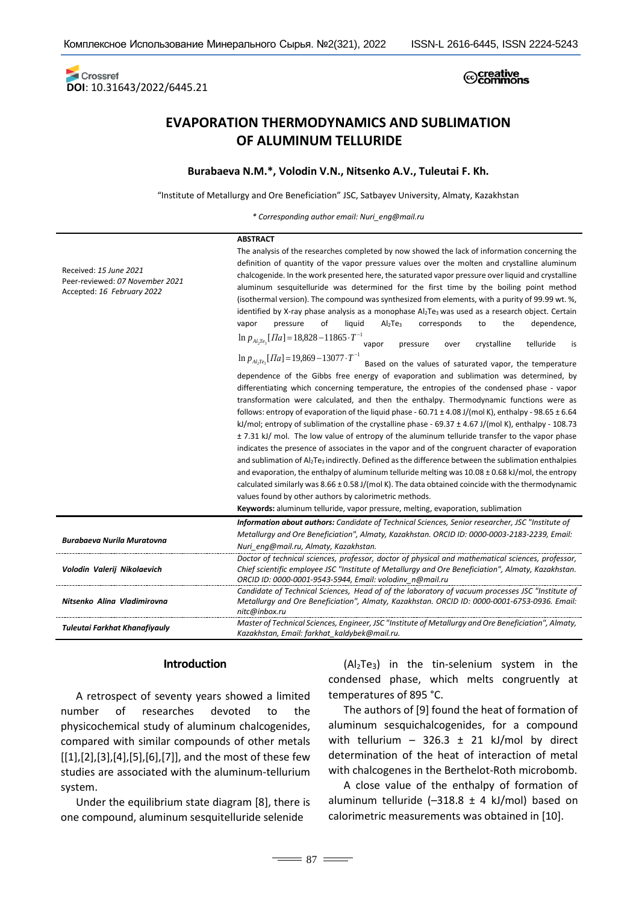DOI: 10.31643/2022/6445.21

# EVAPORATION THERMODYNAMICS AND SUBLIMATION OF ALUMINUM TELLURIDE

**Burabaeva N.M.\*, Volodin V.N., Nitsenko A.V., Tuleutai F. Kh.**

"Institute of Metallurgy and Ore Beneficiation" JSC, Satbayev University, Almaty, Kazakhstan

*\* Corresponding author email: Nuri_eng@mail.ru*

Received: *15 June 2021*
Peer-reviewed: *07 November 2021*
Accepted: *16 February 2022*

**ABSTRACT**

The analysis of the researches completed by now showed the lack of information concerning the definition of quantity of the vapor pressure values over the molten and crystalline aluminum chalcogenide. In the work presented here, the saturated vapor pressure over liquid and crystalline aluminum sesquitelluride was determined for the first time by the boiling point method (isothermal version). The compound was synthesized from elements, with a purity of 99.99 wt. %, identified by X-ray phase analysis as a monophase $Al_2Te_3$ was used as a research object. Certain vapor pressure of liquid $Al_2Te_3$ corresponds to the dependence, $\ln p_{Al_2Te_3}[Па] = 18{,}828 - 11865 \cdot T^{-1}$ vapor pressure over crystalline telluride is $\ln p_{Al_2Te_3}[Па] = 19{,}869 - 13077 \cdot T^{-1}$ Based on the values of saturated vapor, the temperature dependence of the Gibbs free energy of evaporation and sublimation was determined, by differentiating which concerning temperature, the entropies of the condensed phase - vapor transformation were calculated, and then the enthalpy. Thermodynamic functions were as follows: entropy of evaporation of the liquid phase - 60.71 ± 4.08 J/(mol K), enthalpy - 98.65 ± 6.64 kJ/mol; entropy of sublimation of the crystalline phase - 69.37 ± 4.67 J/(mol K), enthalpy - 108.73 ± 7.31 kJ/ mol. The low value of entropy of the aluminum telluride transfer to the vapor phase indicates the presence of associates in the vapor and of the congruent character of evaporation and sublimation of $Al_2Te_3$ indirectly. Defined as the difference between the sublimation enthalpies and evaporation, the enthalpy of aluminum telluride melting was 10.08 ± 0.68 kJ/mol, the entropy calculated similarly was 8.66 ± 0.58 J/(mol K). The data obtained coincide with the thermodynamic values found by other authors by calorimetric methods.

**Keywords:** aluminum telluride, vapor pressure, melting, evaporation, sublimation

| | |
|---|---|
| ***Burabaeva Nurila Muratovna*** | ***Information about authors:*** *Candidate of Technical Sciences, Senior researcher, JSC "Institute of Metallurgy and Ore Beneficiation", Almaty, Kazakhstan. ORCID ID: 0000-0003-2183-2239, Email: Nuri_eng@mail.ru, Almaty, Kazakhstan.* |
| ***Volodin Valerij Nikolaevich*** | *Doctor of technical sciences, professor, doctor of physical and mathematical sciences, professor, Chief scientific employee JSC "Institute of Metallurgy and Ore Beneficiation", Almaty, Kazakhstan. ORCID ID: 0000-0001-9543-5944, Email: volodinv_n@mail.ru* |
| ***Nitsenko Alina Vladimirovna*** | *Candidate of Technical Sciences, Head of of the laboratory of vacuum processes JSC "Institute of Metallurgy and Ore Beneficiation", Almaty, Kazakhstan. ORCID ID: 0000-0001-6753-0936. Email: nitc@inbox.ru* |
| ***Tuleutai Farkhat Khanafiyauly*** | *Master of Technical Sciences, Engineer, JSC "Institute of Metallurgy and Ore Beneficiation", Almaty, Kazakhstan, Email: farkhat_kaldybek@mail.ru.* |

## Introduction

A retrospect of seventy years showed a limited number of researches devoted to the physicochemical study of aluminum chalcogenides, compared with similar compounds of other metals [[1],[2],[3],[4],[5],[6],[7]], and the most of these few studies are associated with the aluminum-tellurium system.

Under the equilibrium state diagram [8], there is one compound, aluminum sesquitelluride selenide ($Al_2Te_3$) in the tin-selenium system in the condensed phase, which melts congruently at temperatures of 895 °C.

The authors of [9] found the heat of formation of aluminum sesquichalcogenides, for a compound with tellurium – 326.3 ± 21 kJ/mol by direct determination of the heat of interaction of metal with chalcogenes in the Berthelot-Roth microbomb.

A close value of the enthalpy of formation of aluminum telluride (–318.8 ± 4 kJ/mol) based on calorimetric measurements was obtained in [10].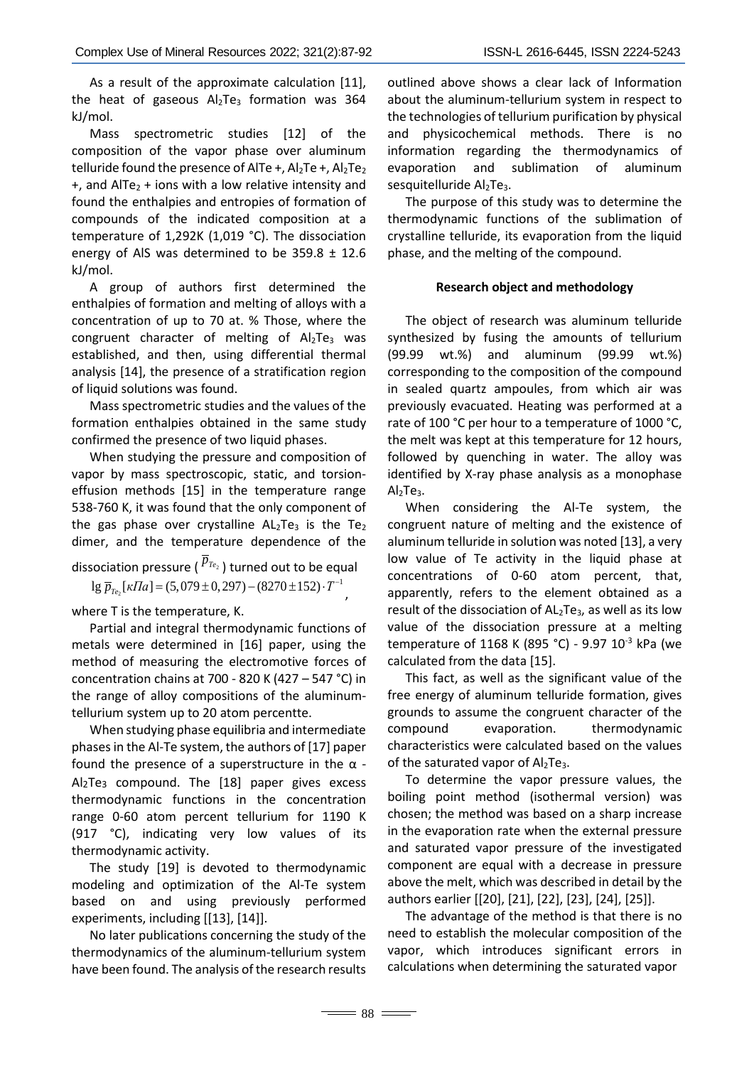As a result of the approximate calculation [11], the heat of gaseous $Al_2Te_3$ formation was 364 kJ/mol.

Mass spectrometric studies [12] of the composition of the vapor phase over aluminum telluride found the presence of $AlTe^+$, $Al_2Te^+$, $Al_2Te_2^+$, and $AlTe_2^+$ ions with a low relative intensity and found the enthalpies and entropies of formation of compounds of the indicated composition at a temperature of 1,292K (1,019 °C). The dissociation energy of AlS was determined to be 359.8 ± 12.6 kJ/mol.

A group of authors first determined the enthalpies of formation and melting of alloys with a concentration of up to 70 at. % Those, where the congruent character of melting of $Al_2Te_3$ was established, and then, using differential thermal analysis [14], the presence of a stratification region of liquid solutions was found.

Mass spectrometric studies and the values of the formation enthalpies obtained in the same study confirmed the presence of two liquid phases.

When studying the pressure and composition of vapor by mass spectroscopic, static, and torsion-effusion methods [15] in the temperature range 538-760 K, it was found that the only component of the gas phase over crystalline $AL_2Te_3$ is the $Te_2$ dimer, and the temperature dependence of the dissociation pressure ($\overline{p}_{Te_2}$) turned out to be equal

$$\lg \overline{p}_{Te_2}[кПа] = (5,079 \pm 0,297) - (8270 \pm 152) \cdot T^{-1},$$

where T is the temperature, K.

Partial and integral thermodynamic functions of metals were determined in [16] paper, using the method of measuring the electromotive forces of concentration chains at 700 - 820 K (427 – 547 °C) in the range of alloy compositions of the aluminum-tellurium system up to 20 atom percentte.

When studying phase equilibria and intermediate phases in the Al-Te system, the authors of [17] paper found the presence of a superstructure in the α - $Al_2Te_3$ compound. The [18] paper gives excess thermodynamic functions in the concentration range 0-60 atom percent tellurium for 1190 K (917 °C), indicating very low values of its thermodynamic activity.

The study [19] is devoted to thermodynamic modeling and optimization of the Al-Te system based on and using previously performed experiments, including [[13], [14]].

No later publications concerning the study of the thermodynamics of the aluminum-tellurium system have been found. The analysis of the research results outlined above shows a clear lack of Information about the aluminum-tellurium system in respect to the technologies of tellurium purification by physical and physicochemical methods. There is no information regarding the thermodynamics of evaporation and sublimation of aluminum sesquitelluride $Al_2Te_3$.

The purpose of this study was to determine the thermodynamic functions of the sublimation of crystalline telluride, its evaporation from the liquid phase, and the melting of the compound.

### Research object and methodology

The object of research was aluminum telluride synthesized by fusing the amounts of tellurium (99.99 wt.%) and aluminum (99.99 wt.%) corresponding to the composition of the compound in sealed quartz ampoules, from which air was previously evacuated. Heating was performed at a rate of 100 °C per hour to a temperature of 1000 °C, the melt was kept at this temperature for 12 hours, followed by quenching in water. The alloy was identified by X-ray phase analysis as a monophase $Al_2Te_3$.

When considering the Al-Te system, the congruent nature of melting and the existence of aluminum telluride in solution was noted [13], a very low value of Te activity in the liquid phase at concentrations of 0-60 atom percent, that, apparently, refers to the element obtained as a result of the dissociation of $AL_2Te_3$, as well as its low value of the dissociation pressure at a melting temperature of 1168 K (895 °C) - 9.97 $10^{-3}$ kPa (we calculated from the data [15].

This fact, as well as the significant value of the free energy of aluminum telluride formation, gives grounds to assume the congruent character of the compound evaporation. thermodynamic characteristics were calculated based on the values of the saturated vapor of $Al_2Te_3$.

To determine the vapor pressure values, the boiling point method (isothermal version) was chosen; the method was based on a sharp increase in the evaporation rate when the external pressure and saturated vapor pressure of the investigated component are equal with a decrease in pressure above the melt, which was described in detail by the authors earlier [[20], [21], [22], [23], [24], [25]].

The advantage of the method is that there is no need to establish the molecular composition of the vapor, which introduces significant errors in calculations when determining the saturated vapor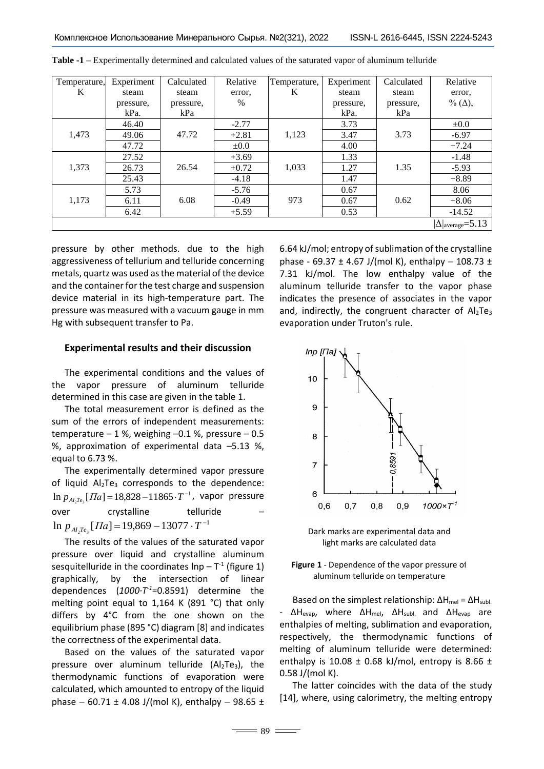**Table -1** – Experimentally determined and calculated values of the saturated vapor of aluminum telluride

| Temperature, K | Experiment steam pressure, kPa. | Calculated steam pressure, kPa | Relative error, % | Temperature, K | Experiment steam pressure, kPa. | Calculated steam pressure, kPa | Relative error, % (Δ), |
|---|---|---|---|---|---|---|---|
| 1,473 | 46.40 | 47.72 | -2.77 | 1,123 | 3.73 | 3.73 | ±0.0 |
| | 49.06 | | +2.81 | | 3.47 | | -6.97 |
| | 47.72 | | ±0.0 | | 4.00 | | +7.24 |
| 1,373 | 27.52 | 26.54 | +3.69 | 1,033 | 1.33 | 1.35 | -1.48 |
| | 26.73 | | +0.72 | | 1.27 | | -5.93 |
| | 25.43 | | -4.18 | | 1.47 | | +8.89 |
| 1,173 | 5.73 | 6.08 | -5.76 | 973 | 0.67 | 0.62 | 8.06 |
| | 6.11 | | -0.49 | | 0.67 | | +8.06 |
| | 6.42 | | +5.59 | | 0.53 | | -14.52 |
| | | | | | | | $\lvert\Delta\rvert_{average}$=5.13 |

pressure by other methods. due to the high aggressiveness of tellurium and telluride concerning metals, quartz was used as the material of the device and the container for the test charge and suspension device material in its high-temperature part. The pressure was measured with a vacuum gauge in mm Hg with subsequent transfer to Pa.

## Experimental results and their discussion

The experimental conditions and the values of the vapor pressure of aluminum telluride determined in this case are given in the table 1.

The total measurement error is defined as the sum of the errors of independent measurements: temperature – 1 %, weighing –0.1 %, pressure – 0.5 %, approximation of experimental data –5.13 %, equal to 6.73 %.

The experimentally determined vapor pressure of liquid $Al_2Te_3$ corresponds to the dependence: $\ln p_{Al_2Te_3}[\Pi a] = 18{,}828 - 11865 \cdot T^{-1}$, vapor pressure over crystalline telluride – $\ln p_{Al_2Te_3}[\Pi a] = 19{,}869 - 13077 \cdot T^{-1}$

The results of the values of the saturated vapor pressure over liquid and crystalline aluminum sesquitelluride in the coordinates $\ln p - T^{-1}$ (figure 1) graphically, by the intersection of linear dependences (*1000·T*$^{-1}$=0.8591) determine the melting point equal to 1,164 K (891 °C) that only differs by 4°C from the one shown on the equilibrium phase (895 °C) diagram [8] and indicates the correctness of the experimental data.

Based on the values of the saturated vapor pressure over aluminum telluride ($Al_2Te_3$), the thermodynamic functions of evaporation were calculated, which amounted to entropy of the liquid phase – 60.71 ± 4.08 J/(mol K), enthalpy – 98.65 ± 6.64 kJ/mol; entropy of sublimation of the crystalline phase - 69.37 ± 4.67 J/(mol K), enthalpy – 108.73 ± 7.31 kJ/mol. The low enthalpy value of the aluminum telluride transfer to the vapor phase indicates the presence of associates in the vapor and, indirectly, the congruent character of $Al_2Te_3$ evaporation under Truton's rule.

Dark marks are experimental data and light marks are calculated data

**Figure 1** - Dependence of the vapor pressure of aluminum telluride on temperature

Based on the simplest relationship: $\Delta H_{mel} = \Delta H_{subl.} - \Delta H_{evap}$, where $\Delta H_{mel}$, $\Delta H_{subl.}$ and $\Delta H_{evap}$ are enthalpies of melting, sublimation and evaporation, respectively, the thermodynamic functions of melting of aluminum telluride were determined: enthalpy is 10.08 ± 0.68 kJ/mol, entropy is 8.66 ± 0.58 J/(mol K).

The latter coincides with the data of the study [14], where, using calorimetry, the melting entropy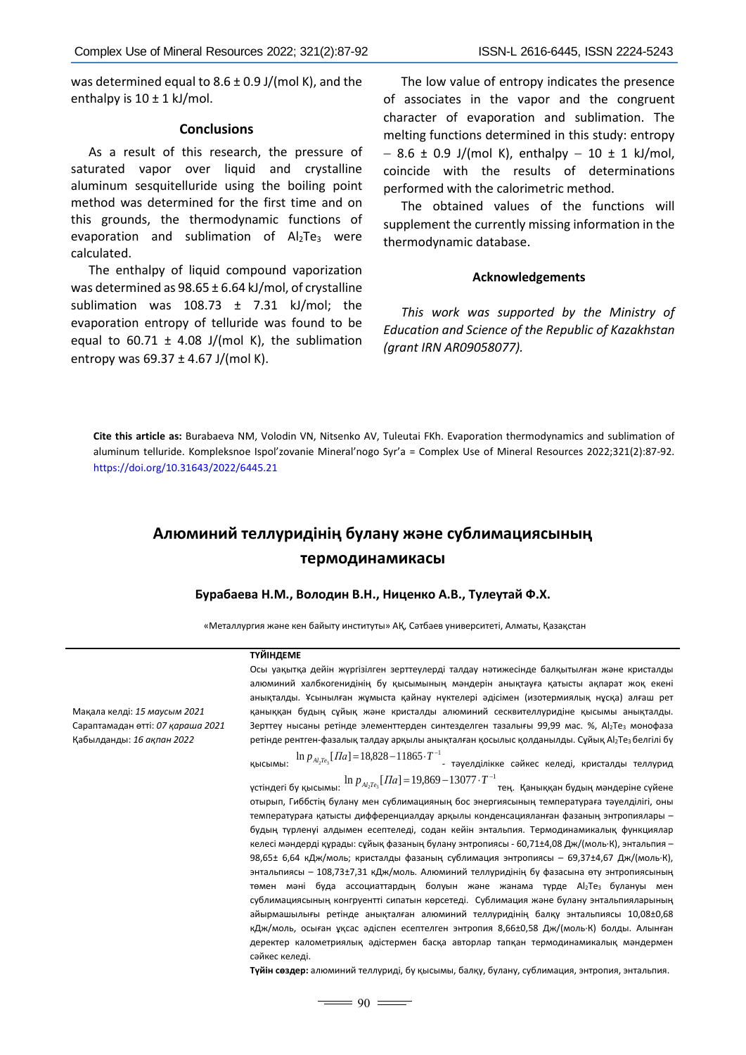was determined equal to 8.6 ± 0.9 J/(mol K), and the enthalpy is 10 ± 1 kJ/mol.

### Conclusions

As a result of this research, the pressure of saturated vapor over liquid and crystalline aluminum sesquitelluride using the boiling point method was determined for the first time and on this grounds, the thermodynamic functions of evaporation and sublimation of $Al_2Te_3$ were calculated.

The enthalpy of liquid compound vaporization was determined as 98.65 ± 6.64 kJ/mol, of crystalline sublimation was 108.73 ± 7.31 kJ/mol; the evaporation entropy of telluride was found to be equal to 60.71 ± 4.08 J/(mol K), the sublimation entropy was 69.37 ± 4.67 J/(mol K).

The low value of entropy indicates the presence of associates in the vapor and the congruent character of evaporation and sublimation. The melting functions determined in this study: entropy – 8.6 ± 0.9 J/(mol K), enthalpy – 10 ± 1 kJ/mol, coincide with the results of determinations performed with the calorimetric method.

The obtained values of the functions will supplement the currently missing information in the thermodynamic database.

### Acknowledgements

*This work was supported by the Ministry of Education and Science of the Republic of Kazakhstan (grant IRN AR09058077).*

**Cite this article as:** Burabaeva NM, Volodin VN, Nitsenko AV, Tuleutai FKh. Evaporation thermodynamics and sublimation of aluminum telluride. Kompleksnoe Ispol'zovanie Mineral'nogo Syr'a = Complex Use of Mineral Resources 2022;321(2):87-92. https://doi.org/10.31643/2022/6445.21

## Алюминий теллуридінің булану және сублимациясының термодинамикасы

**Бурабаева Н.М., Володин В.Н., Ниценко А.В., Тулеутай Ф.Х.**

«Металлургия және кен байыту институты» АҚ, Сәтбаев университеті, Алматы, Қазақстан

Мақала келді: *15 маусым 2021*
Сараптамадан өтті: *07 қараша 2021*
Қабылданды: *16 ақпан 2022*

**ТҮЙІНДЕМЕ**

Осы уақытқа дейін жүргізілген зерттеулерді талдау нәтижесінде балқытылған және кристалды алюминий халбкогенидінің бу қысымының мәндерін анықтауға қатысты ақпарат жоқ екені анықталды. Ұсынылған жұмыста қайнау нүктелері әдісімен (изотермиялық нұсқа) алғаш рет қаныққан будың сұйық және кристалды алюминий сесквителлуридіне қысымы анықталды. Зерттеу нысаны ретінде элементтерден синтезделген тазалығы 99,99 мас. %, $Al_2Te_3$ монофаза ретінде рентген-фазалық талдау арқылы анықталған қосылыс қолданылды. Сұйық $Al_2Te_3$ белгілі бу қысымы: $\ln p_{Al_2Te_3}[Па] = 18{,}828 - 11865 \cdot T^{-1}$ - тәуелділікке сәйкес келеді, кристалды теллурид үстіндегі бу қысымы: $\ln p_{Al_2Te_3}[Па] = 19{,}869 - 13077 \cdot T^{-1}$ тең. Қаныққан будың мәндеріне сүйене отырып, Гиббстің булану мен сублимацияның бос энергиясының температураға тәуелділігі, оны температураға қатысты дифференциалдау арқылы конденсацияланған фазаның энтропиялары – будың түрленуі алдымен есептеледі, содан кейін энтальпия. Термодинамикалық функциялар келесі мәндерді құрады: сұйық фазаның булану энтропиясы - 60,71±4,08 Дж/(моль·К), энтальпия – 98,65± 6,64 кДж/моль; кристалды фазаның сублимация энтропиясы – 69,37±4,67 Дж/(моль·К), энтальпиясы – 108,73±7,31 кДж/моль. Алюминий теллуридінің бу фазасына өту энтропиясының төмен мәні буда ассоциаттардың болуын және жанама түрде $Al_2Te_3$ булануы мен сублимациясының конгруентті сипатын көрсетеді. Сублимация және булану энтальпияларының айырмашылығы ретінде анықталған алюминий теллуридінің балқу энтальпиясы 10,08±0,68 кДж/моль, осыған ұқсас әдіспен есептелген энтропия 8,66±0,58 Дж/(моль·К) болды. Алынған деректер калометриялық әдіспен басқа авторлар тапқан термодинамикалық мәндермен сәйкес келеді.

**Түйін сөздер:** алюминий теллуриді, бу қысымы, балқу, булану, сублимация, энтропия, энтальпия.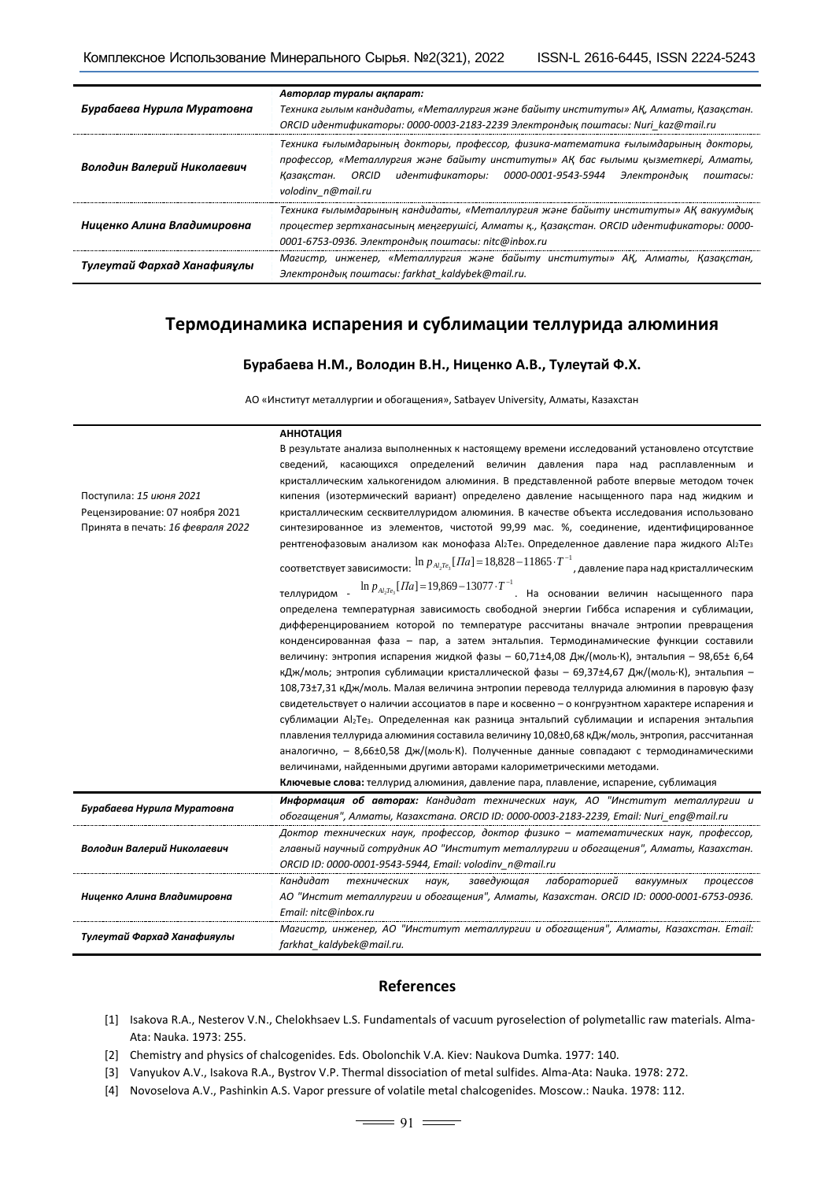| | |
|---|---|
| ***Бурабаева Нурила Муратовна*** | ***Авторлар туралы ақпарат:*** *Техника ғылым кандидаты, «Металлургия және байыту институты» АҚ, Алматы, Қазақстан. ORCID идентификаторы: 0000-0003-2183-2239 Электрондық поштасы: Nuri_kaz@mail.ru* |
| ***Володин Валерий Николаевич*** | *Техника ғылымдарының докторы, профессор, физика-математика ғылымдарының докторы, профессор, «Металлургия және байыту институты» АҚ бас ғылыми қызметкері, Алматы, Қазақстан. ORCID идентификаторы: 0000-0001-9543-5944 Электрондық поштасы: volodinv_n@mail.ru* |
| ***Ниценко Алина Владимировна*** | *Техника ғылымдарының кандидаты, «Металлургия және байыту институты» АҚ вакуумдық процестер зертханасының меңгерушісі, Алматы қ., Қазақстан. ORCID идентификаторы: 0000-0001-6753-0936. Электрондық поштасы: nitc@inbox.ru* |
| ***Тулеутай Фархад Ханафияұлы*** | *Магистр, инженер, «Металлургия және байыту институты» АҚ, Алматы, Қазақстан, Электрондық поштасы: farkhat_kaldybek@mail.ru.* |

## Термодинамика испарения и сублимации теллурида алюминия

**Бурабаева Н.М., Володин В.Н., Ниценко А.В., Тулеутай Ф.Х.**

АО «Институт металлургии и обогащения», Satbayev University, Алматы, Казахстан

Поступила: *15 июня 2021*
Рецензирование: 07 ноября 2021
Принята в печать: *16 февраля 2022*

**АННОТАЦИЯ**

В результате анализа выполненных к настоящему времени исследований установлено отсутствие сведений, касающихся определений величин давления пара над расплавленным и кристаллическим халькогенидом алюминия. В представленной работе впервые методом точек кипения (изотермический вариант) определено давление насыщенного пара над жидким и кристаллическим сесквителлуридом алюминия. В качестве объекта исследования использовано синтезированное из элементов, чистотой 99,99 мас. %, соединение, идентифицированное рентгенофазовым анализом как монофаза $Al_2Te_3$. Определенное давление пара жидкого $Al_2Te_3$ соответствует зависимости: $\ln p_{Al_2Te_3}[Па] = 18{,}828 - 11865 \cdot T^{-1}$, давление пара над кристаллическим теллуридом - $\ln p_{Al_2Te_3}[Па] = 19{,}869 - 13077 \cdot T^{-1}$. На основании величин насыщенного пара определена температурная зависимость свободной энергии Гиббса испарения и сублимации, дифференцированием которой по температуре рассчитаны вначале энтропии превращения конденсированная фаза – пар, а затем энтальпия. Термодинамические функции составили величину: энтропия испарения жидкой фазы – 60,71±4,08 Дж/(моль·К), энтальпия – 98,65± 6,64 кДж/моль; энтропия сублимации кристаллической фазы – 69,37±4,67 Дж/(моль·К), энтальпия – 108,73±7,31 кДж/моль. Малая величина энтропии перевода теллурида алюминия в паровую фазу свидетельствует о наличии ассоциатов в паре и косвенно – о конгруэнтном характере испарения и сублимации $Al_2Te_3$. Определенная как разница энтальпий сублимации и испарения энтальпия плавления теллурида алюминия составила величину 10,08±0,68 кДж/моль, энтропия, рассчитанная аналогично, – 8,66±0,58 Дж/(моль·К). Полученные данные совпадают с термодинамическими величинами, найденными другими авторами калориметрическими методами.

**Ключевые слова:** теллурид алюминия, давление пара, плавление, испарение, сублимация

| | |
|---|---|
| ***Бурабаева Нурила Муратовна*** | ***Информация об авторах:*** *Кандидат технических наук, АО "Институт металлургии и обогащения", Алматы, Казахстана. ORCID ID: 0000-0003-2183-2239, Email: Nuri_eng@mail.ru* |
| ***Володин Валерий Николаевич*** | *Доктор технических наук, профессор, доктор физико – математических наук, профессор, главный научный сотрудник АО "Институт металлургии и обогащения", Алматы, Казахстан. ORCID ID: 0000-0001-9543-5944, Email: volodinv_n@mail.ru* |
| ***Ниценко Алина Владимировна*** | *Кандидат технических наук, заведующая лабораторией вакуумных процессов АО "Инстит металлургии и обогащения", Алматы, Казахстан. ORCID ID: 0000-0001-6753-0936. Email: nitc@inbox.ru* |
| ***Тулеутай Фархад Ханафияулы*** | *Магистр, инженер, АО "Институт металлургии и обогащения", Алматы, Казахстан. Email: farkhat_kaldybek@mail.ru.* |

## References

[1] Isakova R.A., Nesterov V.N., Chelokhsaev L.S. Fundamentals of vacuum pyroselection of polymetallic raw materials. Alma-Ata: Nauka. 1973: 255.

[2] Chemistry and physics of chalcogenides. Eds. Obolonchik V.A. Kiev: Naukova Dumka. 1977: 140.

[3] Vanyukov A.V., Isakova R.A., Bystrov V.P. Thermal dissociation of metal sulfides. Alma-Ata: Nauka. 1978: 272.

[4] Novoselova A.V., Pashinkin A.S. Vapor pressure of volatile metal chalcogenides. Moscow.: Nauka. 1978: 112.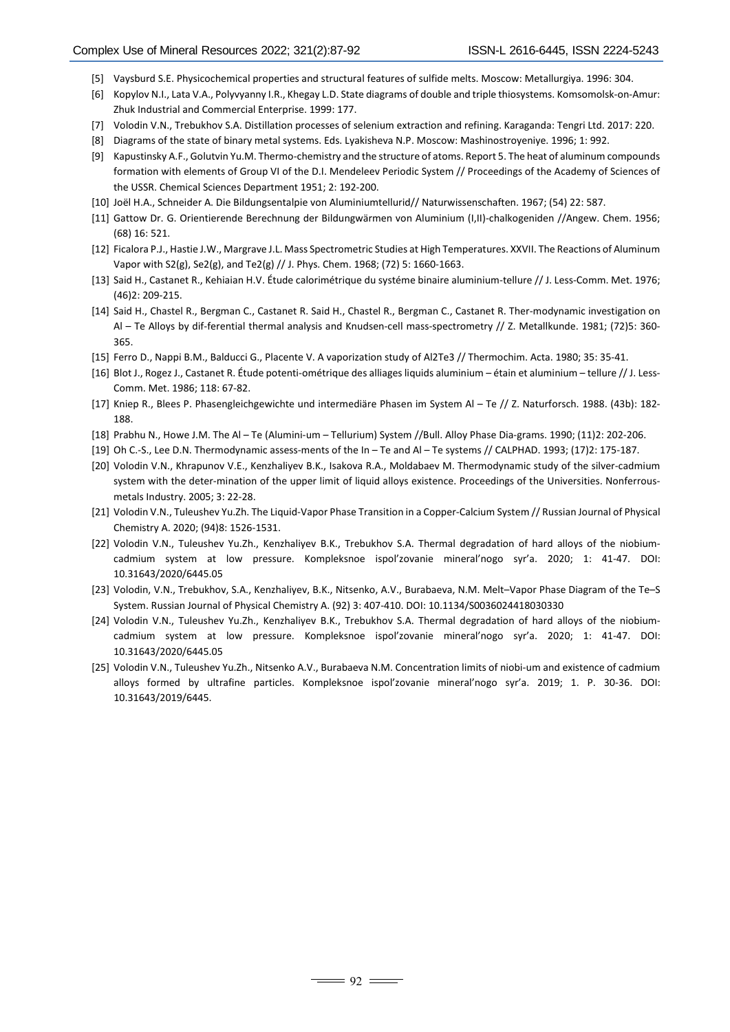[5] Vaysburd S.E. Physicochemical properties and structural features of sulfide melts. Moscow: Metallurgiya. 1996: 304.

[6] Kopylov N.I., Lata V.A., Polyvyanny I.R., Khegay L.D. State diagrams of double and triple thiosystems. Komsomolsk-on-Amur: Zhuk Industrial and Commercial Enterprise. 1999: 177.

[7] Volodin V.N., Trebukhov S.A. Distillation processes of selenium extraction and refining. Karaganda: Tengri Ltd. 2017: 220.

[8] Diagrams of the state of binary metal systems. Eds. Lyakisheva N.P. Moscow: Mashinostroyeniye. 1996; 1: 992.

[9] Kapustinsky A.F., Golutvin Yu.M. Thermo-chemistry and the structure of atoms. Report 5. The heat of aluminum compounds formation with elements of Group VI of the D.I. Mendeleev Periodic System // Proceedings of the Academy of Sciences of the USSR. Chemical Sciences Department 1951; 2: 192-200.

[10] Joël H.A., Schneider A. Die Bildungsentalpie von Aluminiumtellurid// Naturwissenschaften. 1967; (54) 22: 587.

[11] Gattow Dr. G. Orientierende Berechnung der Bildungwärmen von Aluminium (I,II)-chalkogeniden //Angew. Chem. 1956; (68) 16: 521.

[12] Ficalora P.J., Hastie J.W., Margrave J.L. Mass Spectrometric Studies at High Temperatures. XXVII. The Reactions of Aluminum Vapor with S2(g), Se2(g), and Te2(g) // J. Phys. Chem. 1968; (72) 5: 1660-1663.

[13] Said H., Castanet R., Kehiaian H.V. Étude calorimétrique du systéme binaire aluminium-tellure // J. Less-Comm. Met. 1976; (46)2: 209-215.

[14] Said H., Chastel R., Bergman C., Castanet R. Said H., Chastel R., Bergman C., Castanet R. Ther-modynamic investigation on Al – Te Alloys by dif-ferential thermal analysis and Knudsen-cell mass-spectrometry // Z. Metallkunde. 1981; (72)5: 360-365.

[15] Ferro D., Nappi B.M., Balducci G., Placente V. A vaporization study of Al2Te3 // Thermochim. Acta. 1980; 35: 35-41.

[16] Blot J., Rogez J., Castanet R. Étude potenti-ométrique des alliages liquids aluminium – étain et aluminium – tellure // J. Less-Comm. Met. 1986; 118: 67-82.

[17] Kniep R., Blees P. Phasengleichgewichte und intermediäre Phasen im System Al – Te // Z. Naturforsch. 1988. (43b): 182-188.

[18] Prabhu N., Howe J.M. The Al – Te (Alumini-um – Tellurium) System //Bull. Alloy Phase Dia-grams. 1990; (11)2: 202-206.

[19] Oh C.-S., Lee D.N. Thermodynamic assess-ments of the In – Te and Al – Te systems // CALPHAD. 1993; (17)2: 175-187.

[20] Volodin V.N., Khrapunov V.E., Kenzhaliyev B.K., Isakova R.A., Moldabaev M. Thermodynamic study of the silver-cadmium system with the deter-mination of the upper limit of liquid alloys existence. Proceedings of the Universities. Nonferrous-metals Industry. 2005; 3: 22-28.

[21] Volodin V.N., Tuleushev Yu.Zh. The Liquid-Vapor Phase Transition in a Copper-Calcium System // Russian Journal of Physical Chemistry A. 2020; (94)8: 1526-1531.

[22] Volodin V.N., Tuleushev Yu.Zh., Kenzhaliyev B.K., Trebukhov S.A. Thermal degradation of hard alloys of the niobium-cadmium system at low pressure. Kompleksnoe ispol'zovanie mineral'nogo syr'a. 2020; 1: 41-47. DOI: 10.31643/2020/6445.05

[23] Volodin, V.N., Trebukhov, S.A., Kenzhaliyev, B.K., Nitsenko, A.V., Burabaeva, N.M. Melt–Vapor Phase Diagram of the Te–S System. Russian Journal of Physical Chemistry A. (92) 3: 407-410. DOI: 10.1134/S0036024418030330

[24] Volodin V.N., Tuleushev Yu.Zh., Kenzhaliyev B.K., Trebukhov S.A. Thermal degradation of hard alloys of the niobium-cadmium system at low pressure. Kompleksnoe ispol'zovanie mineral'nogo syr'a. 2020; 1: 41-47. DOI: 10.31643/2020/6445.05

[25] Volodin V.N., Tuleushev Yu.Zh., Nitsenko A.V., Burabaeva N.M. Concentration limits of niobi-um and existence of cadmium alloys formed by ultrafine particles. Kompleksnoe ispol'zovanie mineral'nogo syr'a. 2019; 1. P. 30-36. DOI: 10.31643/2019/6445.